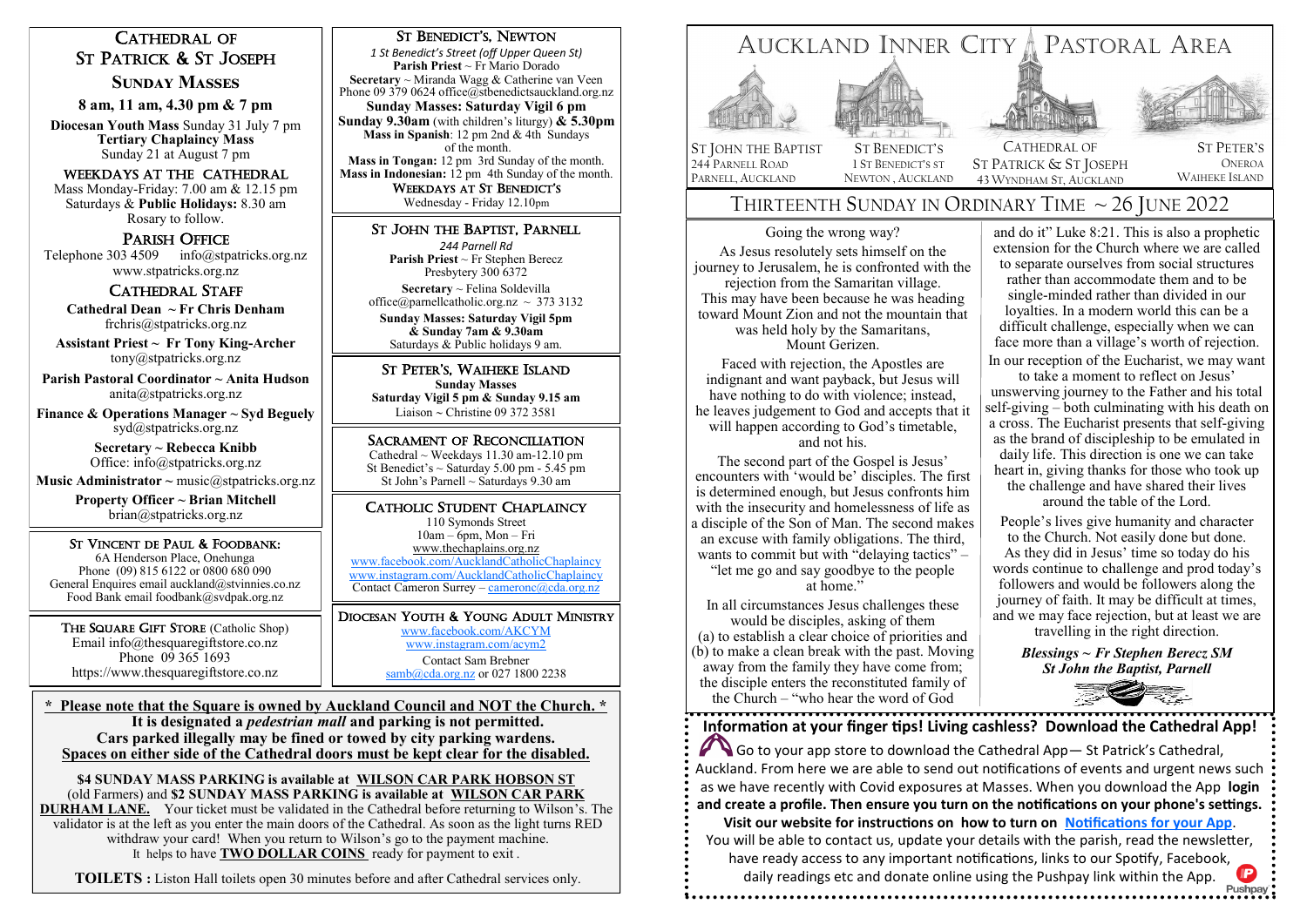# Cathedral of St Patrick & St Joseph

## Sunday Masses

**8 am, 11 am, 4.30 pm & 7 pm**

**Diocesan Youth Mass** Sunday 31 July 7 pm
**Tertiary Chaplaincy Mass**
Sunday 21 at August 7 pm

### Weekdays at the Cathedral

Mass Monday-Friday: 7.00 am & 12.15 pm
Saturdays & **Public Holidays:** 8.30 am
Rosary to follow.

### Parish Office

Telephone 303 4509 info@stpatricks.org.nz
www.stpatricks.org.nz

### Cathedral Staff

**Cathedral Dean ~ Fr Chris Denham**
frchris@stpatricks.org.nz

**Assistant Priest ~ Fr Tony King-Archer**
tony@stpatricks.org.nz

**Parish Pastoral Coordinator ~ Anita Hudson**
anita@stpatricks.org.nz

**Finance & Operations Manager ~ Syd Beguely**
syd@stpatricks.org.nz

**Secretary ~ Rebecca Knibb**
Office: info@stpatricks.org.nz

**Music Administrator ~** music@stpatricks.org.nz

**Property Officer ~ Brian Mitchell**
brian@stpatricks.org.nz

### St Vincent de Paul & Foodbank:

6A Henderson Place, Onehunga
Phone (09) 815 6122 or 0800 680 090
General Enquires email auckland@stvinnies.co.nz
Food Bank email foodbank@svdpak.org.nz

The Square Gift Store (Catholic Shop)
Email info@thesquaregiftstore.co.nz
Phone 09 365 1693
https://www.thesquaregiftstore.co.nz

## St Benedict's, Newton

*1 St Benedict's Street (off Upper Queen St)*
**Parish Priest** ~ Fr Mario Dorado
**Secretary** ~ Miranda Wagg & Catherine van Veen
Phone 09 379 0624 office@stbenedictsauckland.org.nz
**Sunday Masses: Saturday Vigil 6 pm**
**Sunday 9.30am** (with children's liturgy) **& 5.30pm**
**Mass in Spanish**: 12 pm 2nd & 4th Sundays of the month.
**Mass in Tongan:** 12 pm 3rd Sunday of the month.
**Mass in Indonesian:** 12 pm 4th Sunday of the month.

**Weekdays at St Benedict's**
Wednesday - Friday 12.10pm

## St John the Baptist, Parnell

*244 Parnell Rd*
**Parish Priest** ~ Fr Stephen Berecz
Presbytery 300 6372
**Secretary** ~ Felina Soldevilla
office@parnellcatholic.org.nz ~ 373 3132
**Sunday Masses: Saturday Vigil 5pm & Sunday 7am & 9.30am**
Saturdays & Public holidays 9 am.

## St Peter's, Waiheke Island

**Sunday Masses**
**Saturday Vigil 5 pm & Sunday 9.15 am**
Liaison ~ Christine 09 372 3581

## Sacrament of Reconciliation

Cathedral ~ Weekdays 11.30 am-12.10 pm
St Benedict's ~ Saturday 5.00 pm - 5.45 pm
St John's Parnell ~ Saturdays 9.30 am

## Catholic Student Chaplaincy

110 Symonds Street
10am – 6pm, Mon – Fri
www.thechaplains.org.nz
www.facebook.com/AucklandCatholicChaplaincy
www.instagram.com/AucklandCatholicChaplaincy
Contact Cameron Surrey – cameronc@cda.org.nz

## Diocesan Youth & Young Adult Ministry

www.facebook.com/AKCYM
www.instagram.com/acym2
Contact Sam Brebner
samb@cda.org.nz or 027 1800 2238

**\* Please note that the Square is owned by Auckland Council and NOT the Church. \***
**It is designated a *pedestrian mall* and parking is not permitted.**
**Cars parked illegally may be fined or towed by city parking wardens.**
**Spaces on either side of the Cathedral doors must be kept clear for the disabled.**

**$4 SUNDAY MASS PARKING is available at WILSON CAR PARK HOBSON ST** (old Farmers) and **$2 SUNDAY MASS PARKING is available at WILSON CAR PARK DURHAM LANE.** Your ticket must be validated in the Cathedral before returning to Wilson's. The validator is at the left as you enter the main doors of the Cathedral. As soon as the light turns RED withdraw your card! When you return to Wilson's go to the payment machine. It helps to have **TWO DOLLAR COINS** ready for payment to exit .

**TOILETS :** Liston Hall toilets open 30 minutes before and after Cathedral services only.

# Auckland Inner City Pastoral Area

St John the Baptist — 244 Parnell Road, Parnell, Auckland
St Benedict's — 1 St Benedict's St, Newton, Auckland
Cathedral of St Patrick & St Joseph — 43 Wyndham St, Auckland
St Peter's — Oneroa, Waiheke Island

## Thirteenth Sunday in Ordinary Time ~ 26 June 2022

### Going the wrong way?

As Jesus resolutely sets himself on the journey to Jerusalem, he is confronted with the rejection from the Samaritan village. This may have been because he was heading toward Mount Zion and not the mountain that was held holy by the Samaritans, Mount Gerizen.

Faced with rejection, the Apostles are indignant and want payback, but Jesus will have nothing to do with violence; instead, he leaves judgement to God and accepts that it will happen according to God's timetable, and not his.

The second part of the Gospel is Jesus' encounters with 'would be' disciples. The first is determined enough, but Jesus confronts him with the insecurity and homelessness of life as a disciple of the Son of Man. The second makes an excuse with family obligations. The third, wants to commit but with "delaying tactics" – "let me go and say goodbye to the people at home."

In all circumstances Jesus challenges these would be disciples, asking of them (a) to establish a clear choice of priorities and (b) to make a clean break with the past. Moving away from the family they have come from; the disciple enters the reconstituted family of the Church – "who hear the word of God and do it" Luke 8:21. This is also a prophetic extension for the Church where we are called to separate ourselves from social structures rather than accommodate them and to be single-minded rather than divided in our loyalties. In a modern world this can be a difficult challenge, especially when we can face more than a village's worth of rejection.

In our reception of the Eucharist, we may want to take a moment to reflect on Jesus' unswerving journey to the Father and his total self-giving – both culminating with his death on a cross. The Eucharist presents that self-giving as the brand of discipleship to be emulated in daily life. This direction is one we can take heart in, giving thanks for those who took up the challenge and have shared their lives around the table of the Lord.

People's lives give humanity and character to the Church. Not easily done but done. As they did in Jesus' time so today do his words continue to challenge and prod today's followers and would be followers along the journey of faith. It may be difficult at times, and we may face rejection, but at least we are travelling in the right direction.

***Blessings ~ Fr Stephen Berecz SM***
***St John the Baptist, Parnell***

**Information at your finger tips! Living cashless? Download the Cathedral App!**

Go to your app store to download the Cathedral App— St Patrick's Cathedral, Auckland. From here we are able to send out notifications of events and urgent news such as we have recently with Covid exposures at Masses. When you download the App **login and create a profile. Then ensure you turn on the notifications on your phone's settings. Visit our website for instructions on how to turn on Notifications for your App**. You will be able to contact us, update your details with the parish, read the newsletter, have ready access to any important notifications, links to our Spotify, Facebook, daily readings etc and donate online using the Pushpay link within the App.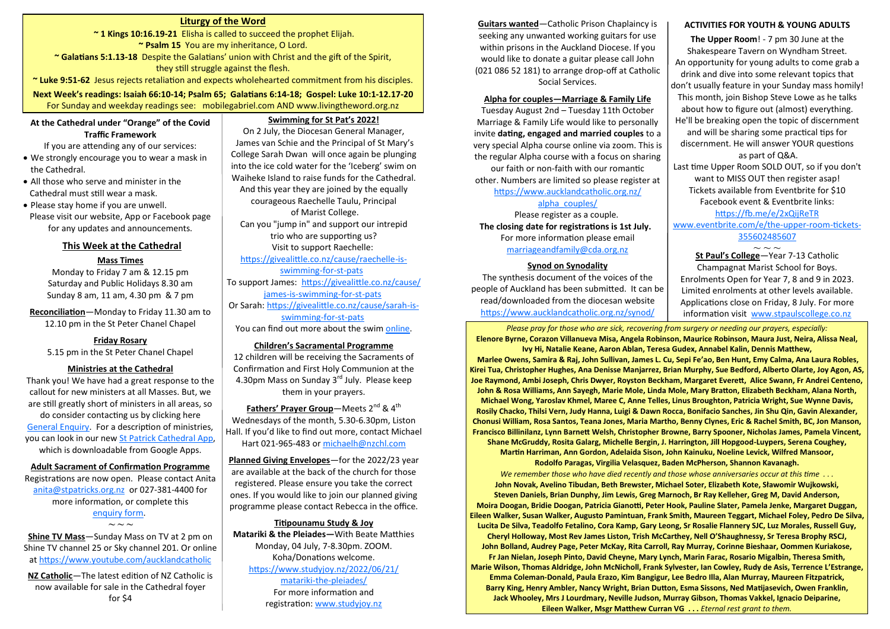## Liturgy of the Word

**~ 1 Kings 10:16.19-21** Elisha is called to succeed the prophet Elijah.
**~ Psalm 15** You are my inheritance, O Lord.
**~ Galatians 5:1.13-18** Despite the Galatians' union with Christ and the gift of the Spirit, they still struggle against the flesh.
**~ Luke 9:51-62** Jesus rejects retaliation and expects wholehearted commitment from his disciples.

**Next Week's readings: Isaiah 66:10-14; Psalm 65; Galatians 6:14-18; Gospel: Luke 10:1-12.17-20**
For Sunday and weekday readings see: mobilegabriel.com AND www.livingtheword.org.nz

### At the Cathedral under "Orange" of the Covid Traffic Framework

If you are attending any of our services:

- We strongly encourage you to wear a mask in the Cathedral.
- All those who serve and minister in the Cathedral must still wear a mask.
- Please stay home if you are unwell.

Please visit our website, App or Facebook page for any updates and announcements.

## This Week at the Cathedral

**Mass Times**
Monday to Friday 7 am & 12.15 pm
Saturday and Public Holidays 8.30 am
Sunday 8 am, 11 am, 4.30 pm & 7 pm

**Reconciliation**—Monday to Friday 11.30 am to 12.10 pm in the St Peter Chanel Chapel

**Friday Rosary**
5.15 pm in the St Peter Chanel Chapel

**Ministries at the Cathedral**
Thank you! We have had a great response to the callout for new ministers at all Masses. But, we are still greatly short of ministers in all areas, so do consider contacting us by clicking here General Enquiry. For a description of ministries, you can look in our new St Patrick Cathedral App, which is downloadable from Google Apps.

**Adult Sacrament of Confirmation Programme**
Registrations are now open. Please contact Anita anita@stpatricks.org.nz or 027-381-4400 for more information, or complete this enquiry form.

~ ~ ~

**Shine TV Mass**—Sunday Mass on TV at 2 pm on Shine TV channel 25 or Sky channel 201. Or online at https://www.youtube.com/aucklandcatholic

**NZ Catholic**—The latest edition of NZ Catholic is now available for sale in the Cathedral foyer for $4

**Swimming for St Pat's 2022!**
On 2 July, the Diocesan General Manager, James van Schie and the Principal of St Mary's College Sarah Dwan will once again be plunging into the ice cold water for the 'Iceberg' swim on Waiheke Island to raise funds for the Cathedral. And this year they are joined by the equally courageous Raechelle Taulu, Principal of Marist College.
Can you "jump in" and support our intrepid trio who are supporting us?
Visit to support Raechelle: https://givealittle.co.nz/cause/raechelle-is-swimming-for-st-pats
To support James: https://givealittle.co.nz/cause/james-is-swimming-for-st-pats
Or Sarah: https://givealittle.co.nz/cause/sarah-is-swimming-for-st-pats
You can find out more about the swim online.

**Children's Sacramental Programme**
12 children will be receiving the Sacraments of Confirmation and First Holy Communion at the 4.30pm Mass on Sunday 3rd July. Please keep them in your prayers.

**Fathers' Prayer Group**—Meets 2nd & 4th Wednesdays of the month, 5.30-6.30pm, Liston Hall. If you'd like to find out more, contact Michael Hart 021-965-483 or michaelh@nzchl.com

**Planned Giving Envelopes**—for the 2022/23 year are available at the back of the church for those registered. Please ensure you take the correct ones. If you would like to join our planned giving programme please contact Rebecca in the office.

**Titipounamu Study & Joy**
**Matariki & the Pleiades—**With Beate Matthies
Monday, 04 July, 7-8.30pm. ZOOM.
Koha/Donations welcome.
https://www.studyjoy.nz/2022/06/21/matariki-the-pleiades/
For more information and registration: www.studyjoy.nz

**Guitars wanted**—Catholic Prison Chaplaincy is seeking any unwanted working guitars for use within prisons in the Auckland Diocese. If you would like to donate a guitar please call John (021 086 52 181) to arrange drop-off at Catholic Social Services.

**Alpha for couples—Marriage & Family Life**
Tuesday August 2nd – Tuesday 11th October
Marriage & Family Life would like to personally invite **dating, engaged and married couples** to a very special Alpha course online via zoom. This is the regular Alpha course with a focus on sharing our faith or non-faith with our romantic other. Numbers are limited so please register at https://www.aucklandcatholic.org.nz/alpha_couples/
Please register as a couple.
**The closing date for registrations is 1st July.**
For more information please email marriageandfamily@cda.org.nz

**Synod on Synodality**
The synthesis document of the voices of the people of Auckland has been submitted. It can be read/downloaded from the diocesan website https://www.aucklandcatholic.org.nz/synod/

### ACTIVITIES FOR YOUTH & YOUNG ADULTS

**The Upper Room**! - 7 pm 30 June at the Shakespeare Tavern on Wyndham Street.
An opportunity for young adults to come grab a drink and dive into some relevant topics that don't usually feature in your Sunday mass homily! This month, join Bishop Steve Lowe as he talks about how to figure out (almost) everything. He'll be breaking open the topic of discernment and will be sharing some practical tips for discernment. He will answer YOUR questions as part of Q&A.
Last time Upper Room SOLD OUT, so if you don't want to MISS OUT then register asap!
Tickets available from Eventbrite for $10
Facebook event & Eventbrite links:
https://fb.me/e/2xQijReTR
www.eventbrite.com/e/the-upper-room-tickets-355602485607

~ ~ ~

**St Paul's College**—Year 7-13 Catholic Champagnat Marist School for Boys. Enrolments Open for Year 7, 8 and 9 in 2023. Limited enrolments at other levels available. Applications close on Friday, 8 July. For more information visit www.stpaulscollege.co.nz

*Please pray for those who are sick, recovering from surgery or needing our prayers, especially:*
**Elenore Byrne, Corazon Villanueva Misa, Angela Robinson, Maurice Robinson, Maura Just, Neira, Alissa Neal, Ivy Hi, Natalie Keane, Aaron Ablan, Teresa Gudex, Annabel Kalin, Dennis Matthew, Marlee Owens, Samira & Raj, John Sullivan, James L. Cu, Sepi Fe'ao, Ben Hunt, Emy Calma, Ana Laura Robles, Kirei Tua, Christopher Hughes, Ana Deinisse Manjarrez, Brian Murphy, Sue Bedford, Alberto Olarte, Joy Agon, AS, Joe Raymond, Ambi Joseph, Chris Dwyer, Royston Beckham, Margaret Everett, Alice Swann, Fr Andrei Centeno, John & Rosa Williams, Ann Sayegh, Marie Mole, Linda Mole, Mary Bratton, Elizabeth Beckham, Alana North, Michael Wong, Yaroslav Khmel, Maree C, Anne Telles, Linus Broughton, Patricia Wright, Sue Wynne Davis, Rosily Chacko, Thilsi Vern, Judy Hanna, Luigi & Dawn Rocca, Bonifacio Sanches, Jin Shu Qin, Gavin Alexander, Chonusi William, Rosa Santos, Teana Jones, Maria Martho, Benny Clynes, Eric & Rachel Smith, BC, Jon Manson, Francisco Billinilanz, Lynn Barnett Welsh, Christopher Browne, Barry Spooner, Nicholas James, Pamela Vincent, Shane McGruddy, Rosita Galarg, Michelle Bergin, J. Harrington, Jill Hopgood-Luypers, Serena Coughey, Martin Harriman, Ann Gordon, Adelaida Sison, John Kainuku, Noeline Levick, Wilfred Mansoor, Rodolfo Paragas, Virgilia Velasquez, Baden McPherson, Shannon Kavanagh.**

*We remember those who have died recently and those whose anniversaries occur at this time . . .*
**John Novak, Avelino Tibudan, Beth Brewster, Michael Soter, Elizabeth Kote, Sławomir Wujkowski, Steven Daniels, Brian Dunphy, Jim Lewis, Greg Marnoch, Br Ray Kelleher, Greg M, David Anderson, Moira Doogan, Bridie Doogan, Patricia Gianotti, Peter Hook, Pauline Slater, Pamela Jenke, Margaret Duggan, Eileen Walker, Susan Walker, Augusto Pamintuan, Frank Smith, Maureen Teggart, Michael Foley, Pedro De Silva, Lucita De Silva, Teadolfo Fetalino, Cora Kamp, Gary Leong, Sr Rosalie Flannery SJC, Luz Morales, Russell Guy, Cheryl Holloway, Most Rev James Liston, Trish McCarthey, Neil O'Shaughnessy, Sr Teresa Brophy RSCJ, John Bolland, Audrey Page, Peter McKay, Rita Carroll, Ray Murray, Corinne Bieshaar, Oommen Kuriakose, Fr Jan Nielan, Joseph Pinto, David Cheyne, Mary Lynch, Marin Farac, Rosario Migalbin, Theresa Smith, Marie Wilson, Thomas Aldridge, John McNicholl, Frank Sylvester, Ian Cowley, Rudy de Asis, Terrence L'Estrange, Emma Coleman-Donald, Paula Erazo, Kim Bangigur, Lee Bedro Illa, Alan Murray, Maureen Fitzpatrick, Barry King, Henry Ambler, Nancy Wright, Brian Dutton, Esma Sissons, Ned Matijasevich, Owen Franklin, Jack Whooley, Mrs J Lourdmary, Neville Judson, Murray Gibson, Thomas Vakkel, Ignacio Deiparine, Eileen Walker, Msgr Matthew Curran VG . . .** *Eternal rest grant to them.*